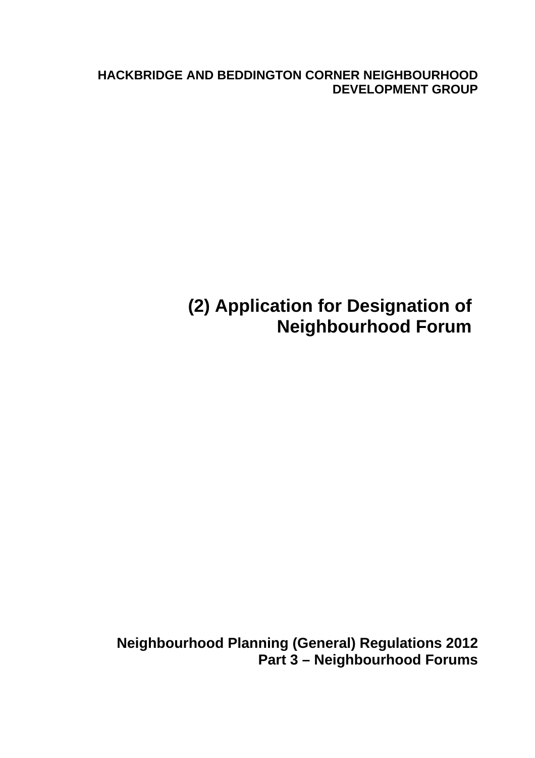**HACKBRIDGE AND BEDDINGTON CORNER NEIGHBOURHOOD DEVELOPMENT GROUP**

# (2) Application for Designation of Neighbourhood Forum

**Neighbourhood Planning (General) Regulations 2012**
**Part 3 – Neighbourhood Forums**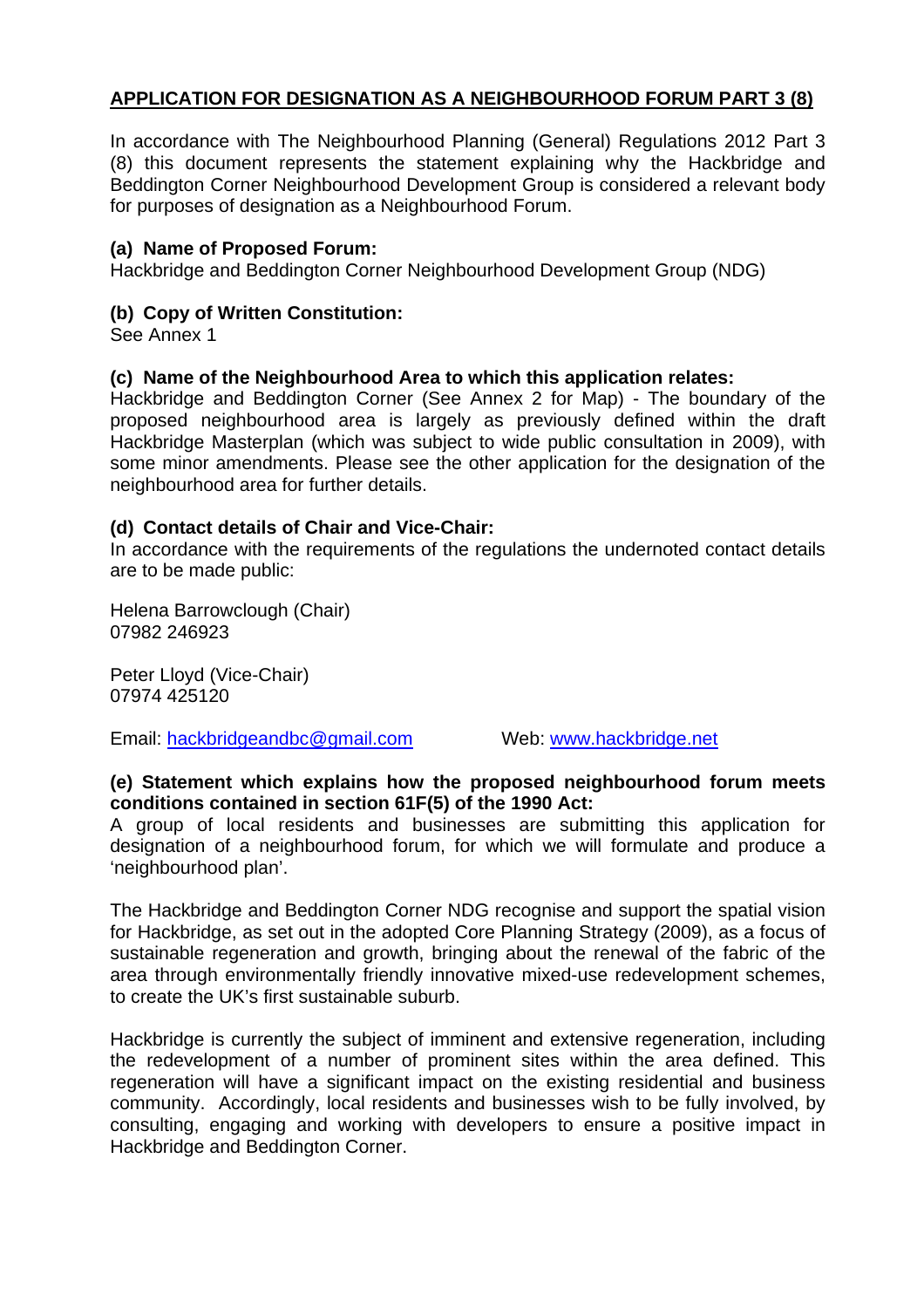## APPLICATION FOR DESIGNATION AS A NEIGHBOURHOOD FORUM PART 3 (8)

In accordance with The Neighbourhood Planning (General) Regulations 2012 Part 3 (8) this document represents the statement explaining why the Hackbridge and Beddington Corner Neighbourhood Development Group is considered a relevant body for purposes of designation as a Neighbourhood Forum.

**(a) Name of Proposed Forum:**
Hackbridge and Beddington Corner Neighbourhood Development Group (NDG)

**(b) Copy of Written Constitution:**
See Annex 1

**(c) Name of the Neighbourhood Area to which this application relates:**
Hackbridge and Beddington Corner (See Annex 2 for Map) - The boundary of the proposed neighbourhood area is largely as previously defined within the draft Hackbridge Masterplan (which was subject to wide public consultation in 2009), with some minor amendments. Please see the other application for the designation of the neighbourhood area for further details.

**(d) Contact details of Chair and Vice-Chair:**
In accordance with the requirements of the regulations the undernoted contact details are to be made public:

Helena Barrowclough (Chair)
07982 246923

Peter Lloyd (Vice-Chair)
07974 425120

Email: hackbridgeandbc@gmail.com Web: www.hackbridge.net

**(e) Statement which explains how the proposed neighbourhood forum meets conditions contained in section 61F(5) of the 1990 Act:**
A group of local residents and businesses are submitting this application for designation of a neighbourhood forum, for which we will formulate and produce a 'neighbourhood plan'.

The Hackbridge and Beddington Corner NDG recognise and support the spatial vision for Hackbridge, as set out in the adopted Core Planning Strategy (2009), as a focus of sustainable regeneration and growth, bringing about the renewal of the fabric of the area through environmentally friendly innovative mixed-use redevelopment schemes, to create the UK's first sustainable suburb.

Hackbridge is currently the subject of imminent and extensive regeneration, including the redevelopment of a number of prominent sites within the area defined. This regeneration will have a significant impact on the existing residential and business community. Accordingly, local residents and businesses wish to be fully involved, by consulting, engaging and working with developers to ensure a positive impact in Hackbridge and Beddington Corner.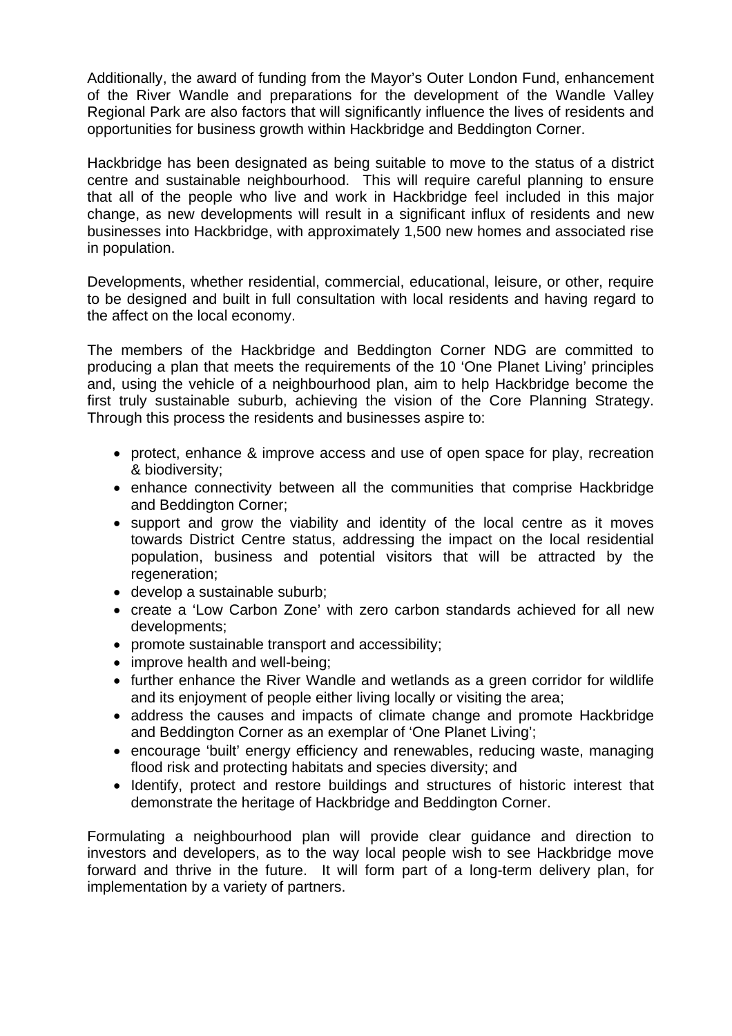Additionally, the award of funding from the Mayor's Outer London Fund, enhancement of the River Wandle and preparations for the development of the Wandle Valley Regional Park are also factors that will significantly influence the lives of residents and opportunities for business growth within Hackbridge and Beddington Corner.

Hackbridge has been designated as being suitable to move to the status of a district centre and sustainable neighbourhood. This will require careful planning to ensure that all of the people who live and work in Hackbridge feel included in this major change, as new developments will result in a significant influx of residents and new businesses into Hackbridge, with approximately 1,500 new homes and associated rise in population.

Developments, whether residential, commercial, educational, leisure, or other, require to be designed and built in full consultation with local residents and having regard to the affect on the local economy.

The members of the Hackbridge and Beddington Corner NDG are committed to producing a plan that meets the requirements of the 10 'One Planet Living' principles and, using the vehicle of a neighbourhood plan, aim to help Hackbridge become the first truly sustainable suburb, achieving the vision of the Core Planning Strategy. Through this process the residents and businesses aspire to:

- protect, enhance & improve access and use of open space for play, recreation & biodiversity;
- enhance connectivity between all the communities that comprise Hackbridge and Beddington Corner;
- support and grow the viability and identity of the local centre as it moves towards District Centre status, addressing the impact on the local residential population, business and potential visitors that will be attracted by the regeneration;
- develop a sustainable suburb;
- create a 'Low Carbon Zone' with zero carbon standards achieved for all new developments;
- promote sustainable transport and accessibility;
- improve health and well-being;
- further enhance the River Wandle and wetlands as a green corridor for wildlife and its enjoyment of people either living locally or visiting the area;
- address the causes and impacts of climate change and promote Hackbridge and Beddington Corner as an exemplar of 'One Planet Living';
- encourage 'built' energy efficiency and renewables, reducing waste, managing flood risk and protecting habitats and species diversity; and
- Identify, protect and restore buildings and structures of historic interest that demonstrate the heritage of Hackbridge and Beddington Corner.

Formulating a neighbourhood plan will provide clear guidance and direction to investors and developers, as to the way local people wish to see Hackbridge move forward and thrive in the future. It will form part of a long-term delivery plan, for implementation by a variety of partners.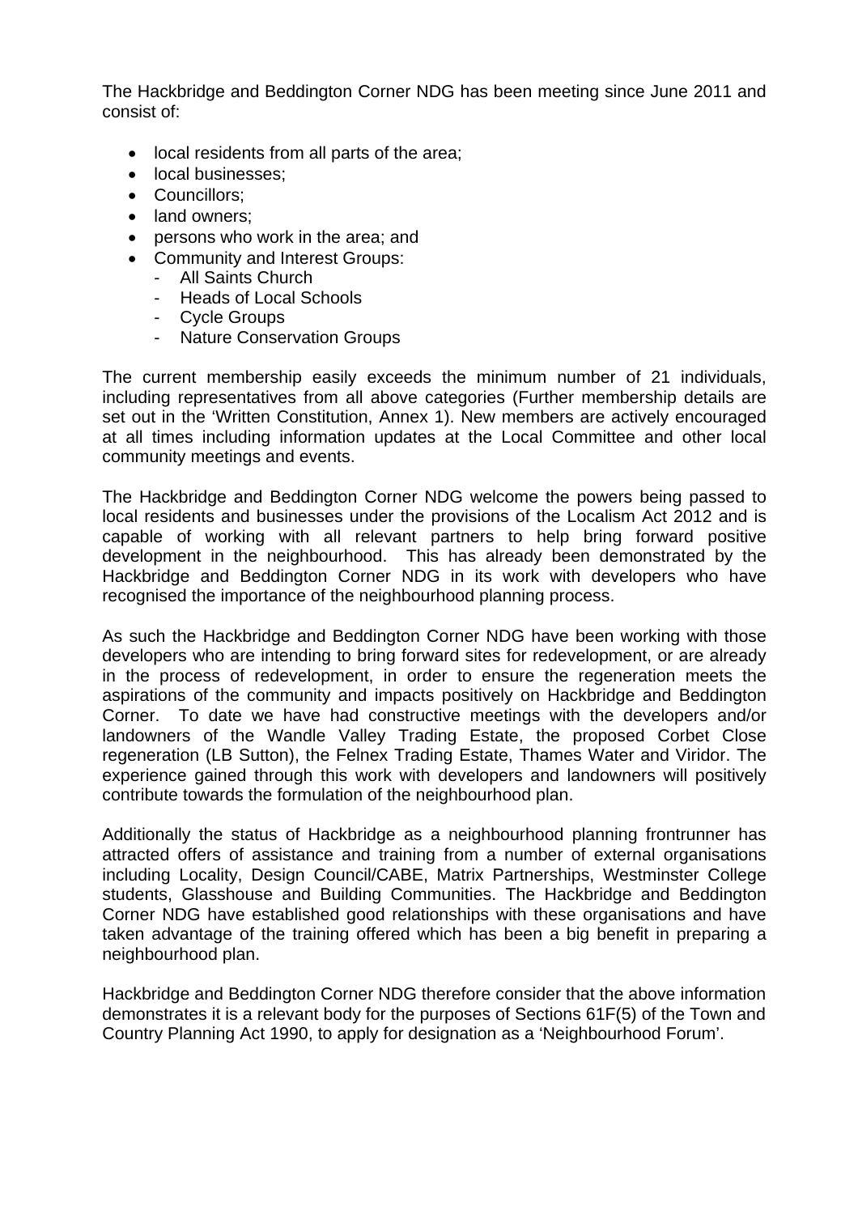The Hackbridge and Beddington Corner NDG has been meeting since June 2011 and consist of:

- local residents from all parts of the area;
- local businesses;
- Councillors;
- land owners;
- persons who work in the area; and
- Community and Interest Groups:
  - All Saints Church
  - Heads of Local Schools
  - Cycle Groups
  - Nature Conservation Groups

The current membership easily exceeds the minimum number of 21 individuals, including representatives from all above categories (Further membership details are set out in the 'Written Constitution, Annex 1). New members are actively encouraged at all times including information updates at the Local Committee and other local community meetings and events.

The Hackbridge and Beddington Corner NDG welcome the powers being passed to local residents and businesses under the provisions of the Localism Act 2012 and is capable of working with all relevant partners to help bring forward positive development in the neighbourhood. This has already been demonstrated by the Hackbridge and Beddington Corner NDG in its work with developers who have recognised the importance of the neighbourhood planning process.

As such the Hackbridge and Beddington Corner NDG have been working with those developers who are intending to bring forward sites for redevelopment, or are already in the process of redevelopment, in order to ensure the regeneration meets the aspirations of the community and impacts positively on Hackbridge and Beddington Corner. To date we have had constructive meetings with the developers and/or landowners of the Wandle Valley Trading Estate, the proposed Corbet Close regeneration (LB Sutton), the Felnex Trading Estate, Thames Water and Viridor. The experience gained through this work with developers and landowners will positively contribute towards the formulation of the neighbourhood plan.

Additionally the status of Hackbridge as a neighbourhood planning frontrunner has attracted offers of assistance and training from a number of external organisations including Locality, Design Council/CABE, Matrix Partnerships, Westminster College students, Glasshouse and Building Communities. The Hackbridge and Beddington Corner NDG have established good relationships with these organisations and have taken advantage of the training offered which has been a big benefit in preparing a neighbourhood plan.

Hackbridge and Beddington Corner NDG therefore consider that the above information demonstrates it is a relevant body for the purposes of Sections 61F(5) of the Town and Country Planning Act 1990, to apply for designation as a 'Neighbourhood Forum'.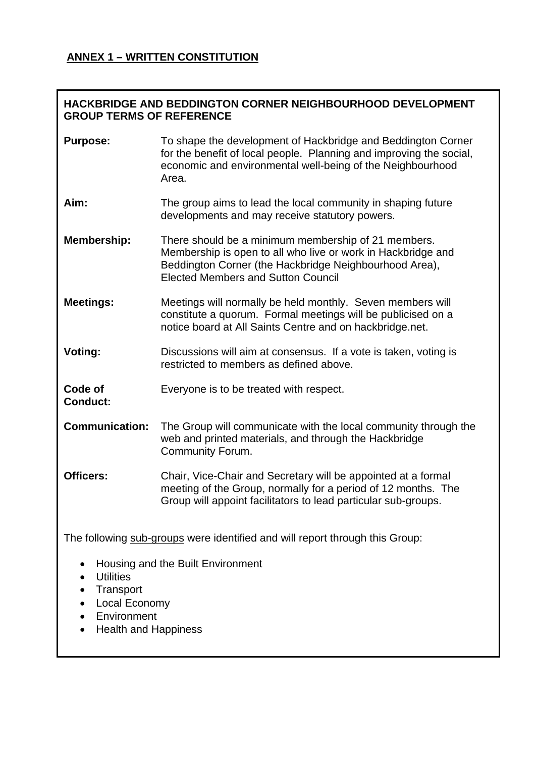**ANNEX 1 – WRITTEN CONSTITUTION**

**HACKBRIDGE AND BEDDINGTON CORNER NEIGHBOURHOOD DEVELOPMENT GROUP TERMS OF REFERENCE**

| | |
|---|---|
| **Purpose:** | To shape the development of Hackbridge and Beddington Corner for the benefit of local people. Planning and improving the social, economic and environmental well-being of the Neighbourhood Area. |
| **Aim:** | The group aims to lead the local community in shaping future developments and may receive statutory powers. |
| **Membership:** | There should be a minimum membership of 21 members. Membership is open to all who live or work in Hackbridge and Beddington Corner (the Hackbridge Neighbourhood Area), Elected Members and Sutton Council |
| **Meetings:** | Meetings will normally be held monthly. Seven members will constitute a quorum. Formal meetings will be publicised on a notice board at All Saints Centre and on hackbridge.net. |
| **Voting:** | Discussions will aim at consensus. If a vote is taken, voting is restricted to members as defined above. |
| **Code of Conduct:** | Everyone is to be treated with respect. |
| **Communication:** | The Group will communicate with the local community through the web and printed materials, and through the Hackbridge Community Forum. |
| **Officers:** | Chair, Vice-Chair and Secretary will be appointed at a formal meeting of the Group, normally for a period of 12 months. The Group will appoint facilitators to lead particular sub-groups. |

The following sub-groups were identified and will report through this Group:

- Housing and the Built Environment
- Utilities
- Transport
- Local Economy
- Environment
- Health and Happiness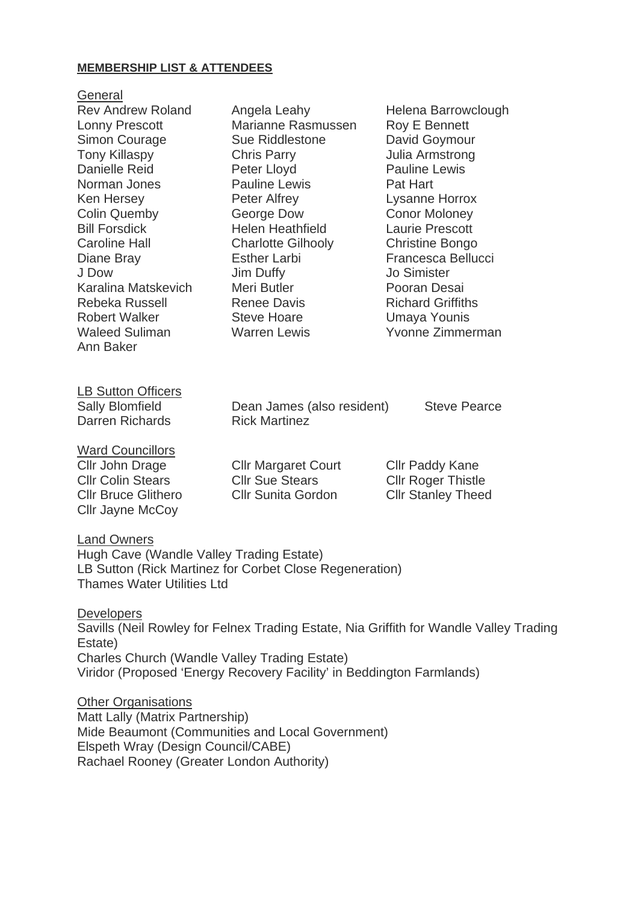**MEMBERSHIP LIST & ATTENDEES**

General

Rev Andrew Roland
Lonny Prescott
Simon Courage
Tony Killaspy
Danielle Reid
Norman Jones
Ken Hersey
Colin Quemby
Bill Forsdick
Caroline Hall
Diane Bray
J Dow
Karalina Matskevich
Rebeka Russell
Robert Walker
Waleed Suliman
Ann Baker
Angela Leahy
Marianne Rasmussen
Sue Riddlestone
Chris Parry
Peter Lloyd
Pauline Lewis
Peter Alfrey
George Dow
Helen Heathfield
Charlotte Gilhooly
Esther Larbi
Jim Duffy
Meri Butler
Renee Davis
Steve Hoare
Warren Lewis
Helena Barrowclough
Roy E Bennett
David Goymour
Julia Armstrong
Pauline Lewis
Pat Hart
Lysanne Horrox
Conor Moloney
Laurie Prescott
Christine Bongo
Francesca Bellucci
Jo Simister
Pooran Desai
Richard Griffiths
Umaya Younis
Yvonne Zimmerman

LB Sutton Officers

Sally Blomfield
Darren Richards
Dean James (also resident)
Rick Martinez
Steve Pearce

Ward Councillors

Cllr John Drage
Cllr Colin Stears
Cllr Bruce Glithero
Cllr Jayne McCoy
Cllr Margaret Court
Cllr Sue Stears
Cllr Sunita Gordon
Cllr Paddy Kane
Cllr Roger Thistle
Cllr Stanley Theed

Land Owners

Hugh Cave (Wandle Valley Trading Estate)
LB Sutton (Rick Martinez for Corbet Close Regeneration)
Thames Water Utilities Ltd

Developers

Savills (Neil Rowley for Felnex Trading Estate, Nia Griffith for Wandle Valley Trading Estate)
Charles Church (Wandle Valley Trading Estate)
Viridor (Proposed 'Energy Recovery Facility' in Beddington Farmlands)

Other Organisations

Matt Lally (Matrix Partnership)
Mide Beaumont (Communities and Local Government)
Elspeth Wray (Design Council/CABE)
Rachael Rooney (Greater London Authority)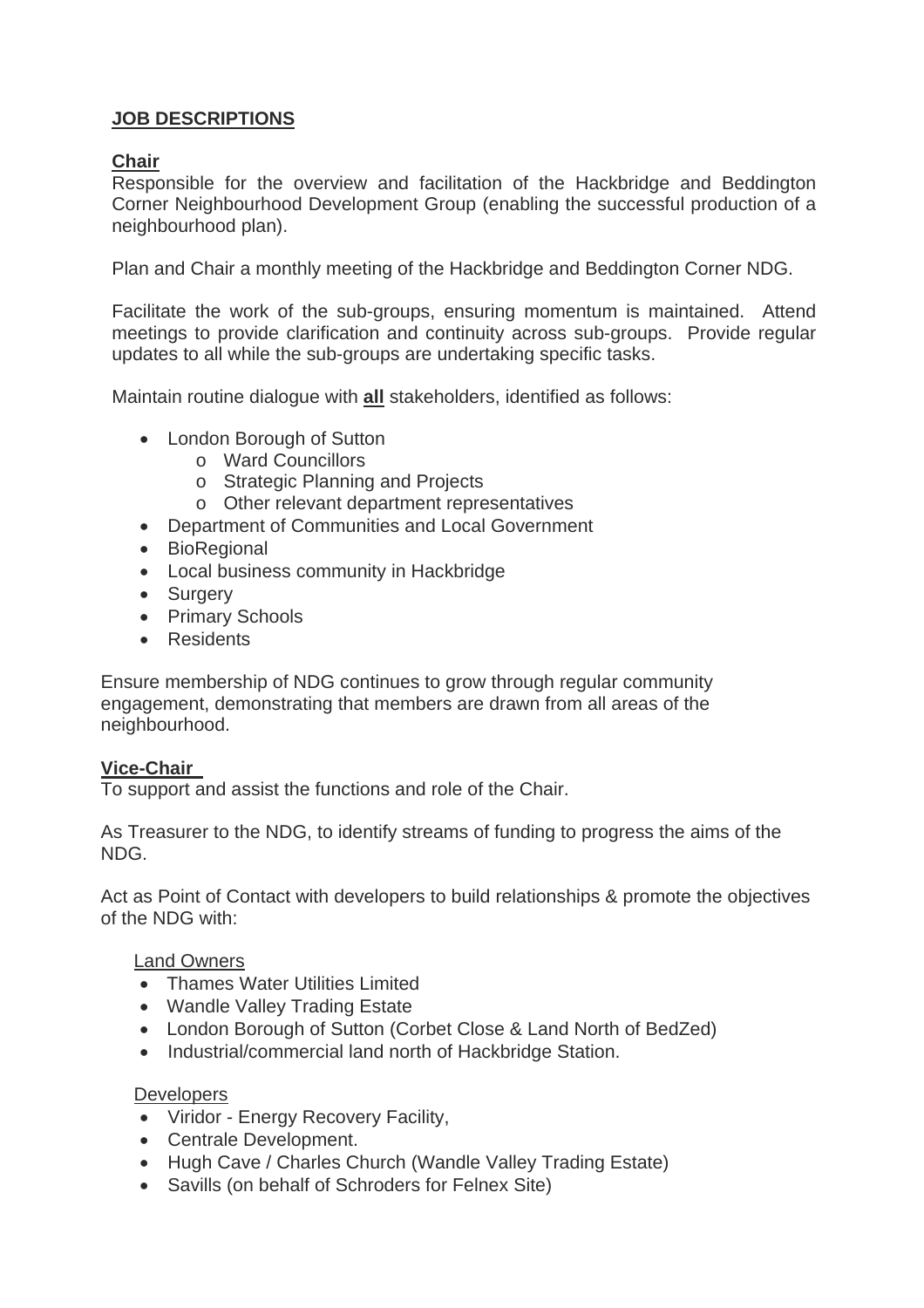## JOB DESCRIPTIONS

### Chair

Responsible for the overview and facilitation of the Hackbridge and Beddington Corner Neighbourhood Development Group (enabling the successful production of a neighbourhood plan).

Plan and Chair a monthly meeting of the Hackbridge and Beddington Corner NDG.

Facilitate the work of the sub-groups, ensuring momentum is maintained. Attend meetings to provide clarification and continuity across sub-groups. Provide regular updates to all while the sub-groups are undertaking specific tasks.

Maintain routine dialogue with **all** stakeholders, identified as follows:

- London Borough of Sutton
  - Ward Councillors
  - Strategic Planning and Projects
  - Other relevant department representatives
- Department of Communities and Local Government
- BioRegional
- Local business community in Hackbridge
- Surgery
- Primary Schools
- Residents

Ensure membership of NDG continues to grow through regular community engagement, demonstrating that members are drawn from all areas of the neighbourhood.

### Vice-Chair

To support and assist the functions and role of the Chair.

As Treasurer to the NDG, to identify streams of funding to progress the aims of the NDG.

Act as Point of Contact with developers to build relationships & promote the objectives of the NDG with:

Land Owners

- Thames Water Utilities Limited
- Wandle Valley Trading Estate
- London Borough of Sutton (Corbet Close & Land North of BedZed)
- Industrial/commercial land north of Hackbridge Station.

Developers

- Viridor - Energy Recovery Facility,
- Centrale Development.
- Hugh Cave / Charles Church (Wandle Valley Trading Estate)
- Savills (on behalf of Schroders for Felnex Site)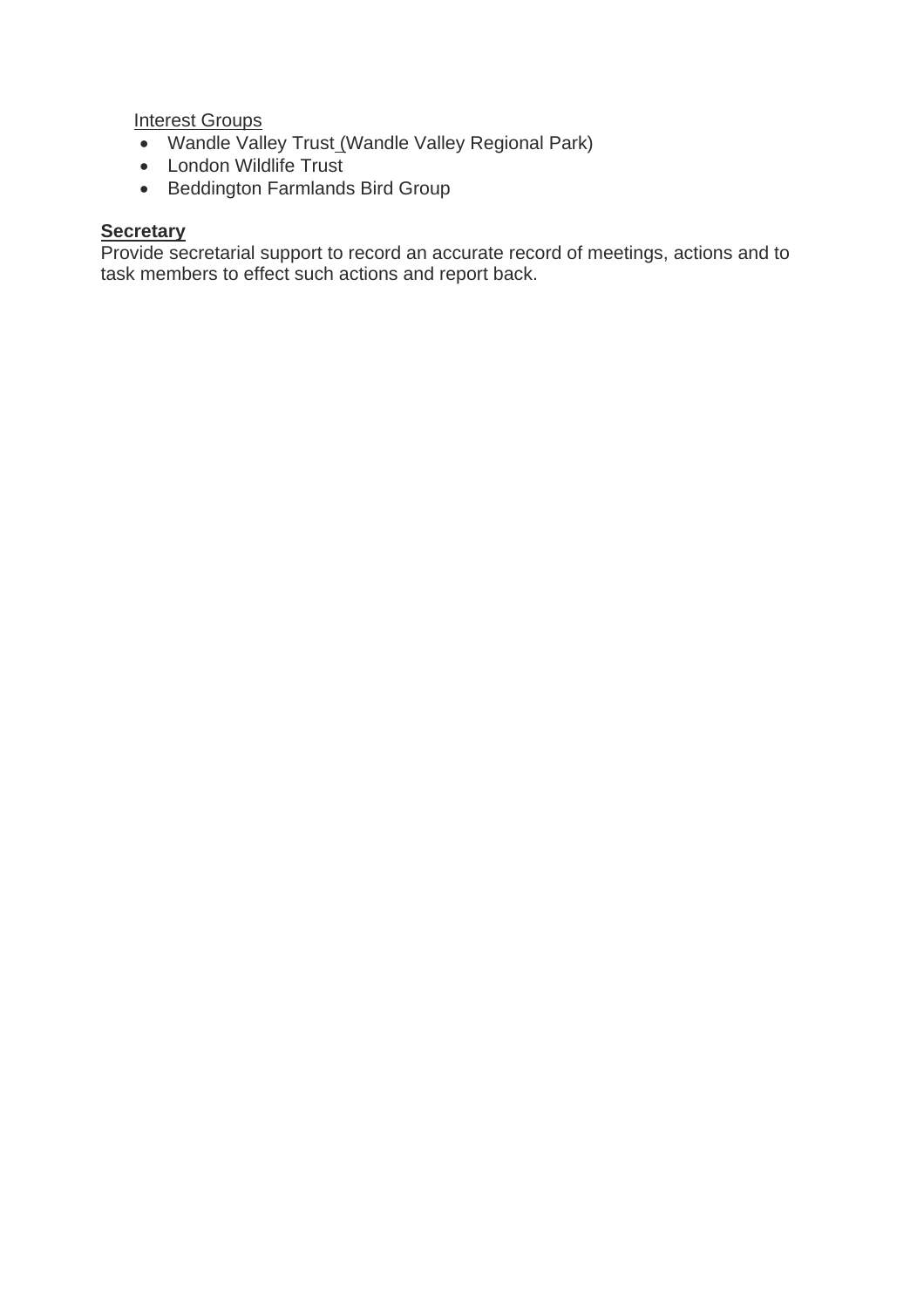Interest Groups

- Wandle Valley Trust (Wandle Valley Regional Park)
- London Wildlife Trust
- Beddington Farmlands Bird Group

**Secretary**

Provide secretarial support to record an accurate record of meetings, actions and to task members to effect such actions and report back.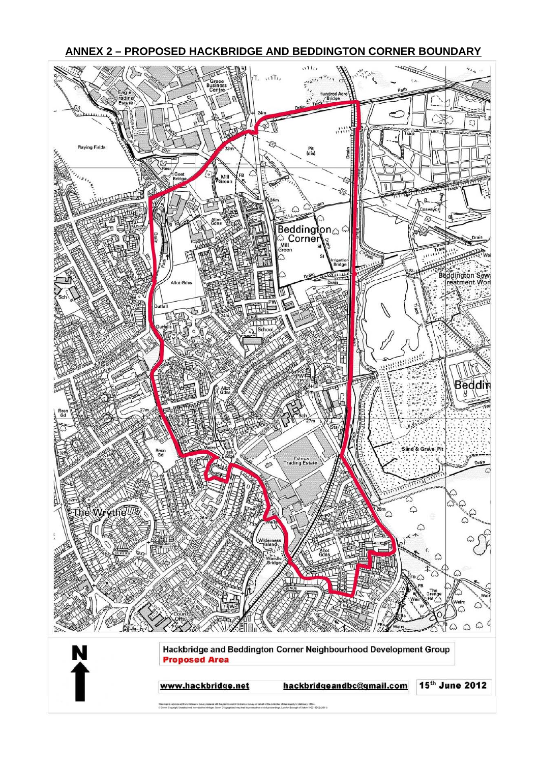## ANNEX 2 – PROPOSED HACKBRIDGE AND BEDDINGTON CORNER BOUNDARY

Hackbridge and Beddington Corner Neighbourhood Development Group

**Proposed Area**

www.hackbridge.net

hackbridgeandbc@gmail.com

15th June 2012

N